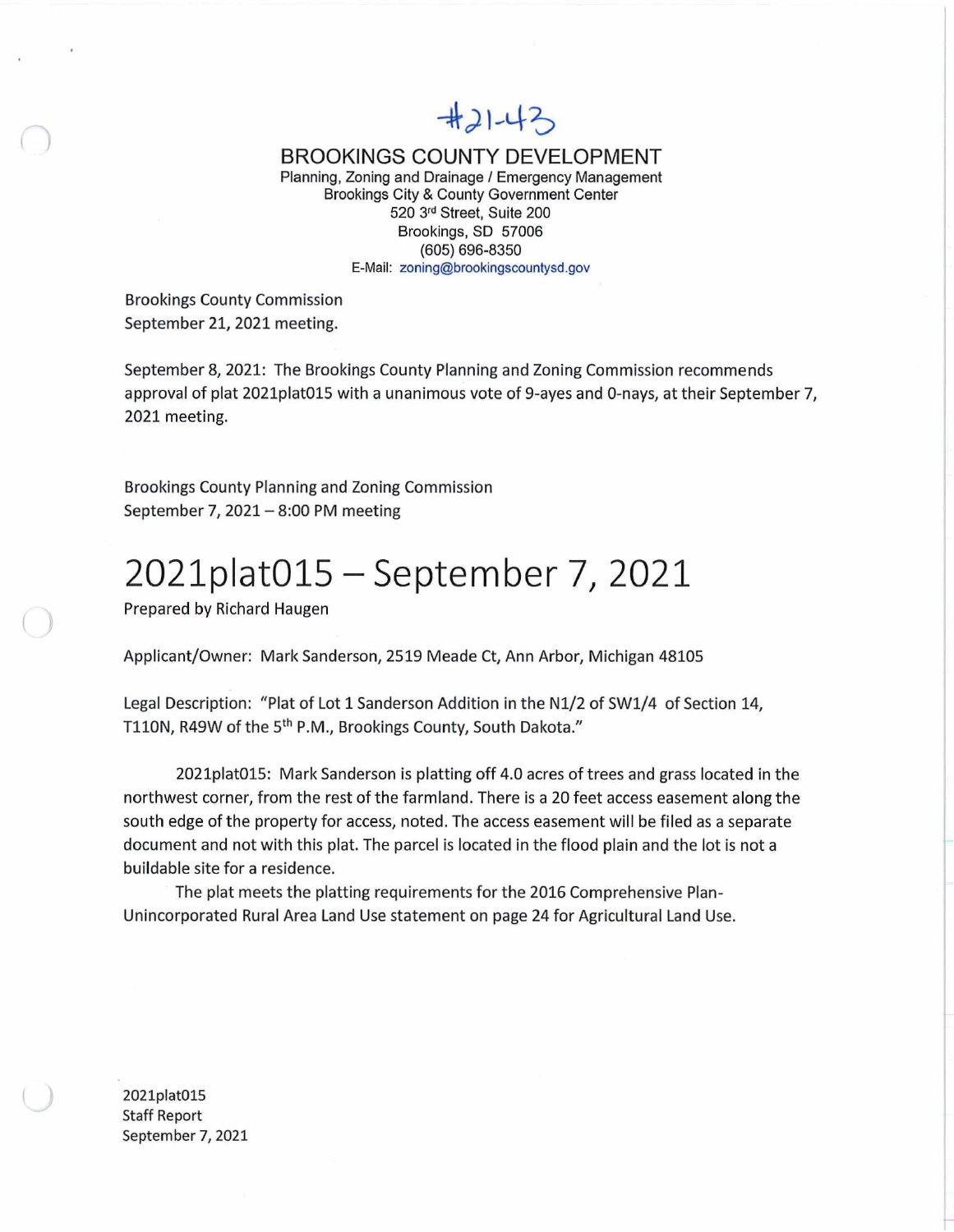#21-43

BROOKINGS COUNTY DEVELOPMENT
Planning, Zoning and Drainage / Emergency Management
Brookings City & County Government Center
520 3rd Street, Suite 200
Brookings, SD 57006
(605) 696-8350
E-Mail: zoning@brookingscountysd.gov

Brookings County Commission
September 21, 2021 meeting.

September 8, 2021: The Brookings County Planning and Zoning Commission recommends approval of plat 2021plat015 with a unanimous vote of 9-ayes and 0-nays, at their September 7, 2021 meeting.

Brookings County Planning and Zoning Commission
September 7, 2021 – 8:00 PM meeting

# 2021plat015 – September 7, 2021

Prepared by Richard Haugen

Applicant/Owner: Mark Sanderson, 2519 Meade Ct, Ann Arbor, Michigan 48105

Legal Description: "Plat of Lot 1 Sanderson Addition in the N1/2 of SW1/4 of Section 14, T110N, R49W of the 5th P.M., Brookings County, South Dakota."

2021plat015: Mark Sanderson is platting off 4.0 acres of trees and grass located in the northwest corner, from the rest of the farmland. There is a 20 feet access easement along the south edge of the property for access, noted. The access easement will be filed as a separate document and not with this plat. The parcel is located in the flood plain and the lot is not a buildable site for a residence.

The plat meets the platting requirements for the 2016 Comprehensive Plan-Unincorporated Rural Area Land Use statement on page 24 for Agricultural Land Use.

2021plat015
Staff Report
September 7, 2021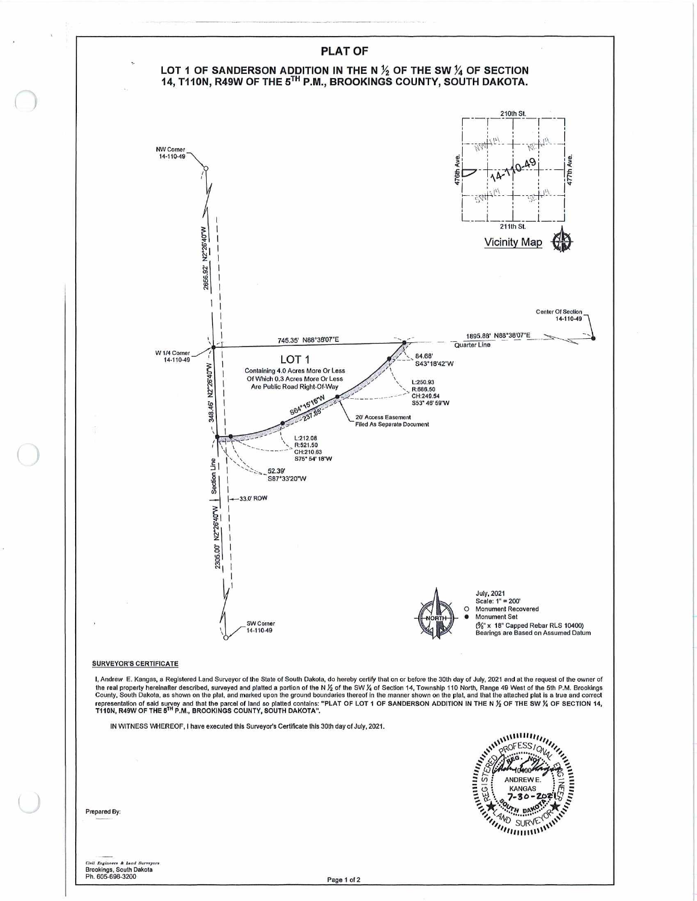# PLAT OF

## LOT 1 OF SANDERSON ADDITION IN THE N ½ OF THE SW ¼ OF SECTION 14, T110N, R49W OF THE 5TH P.M., BROOKINGS COUNTY, SOUTH DAKOTA.

210th St.

476th Ave.

477th Ave.

211th St.

NW 1/4

NE 1/4

14-110-49

SW 1/4

SE 1/4

Vicinity Map

NW Corner 14-110-49

2656.92' N2°26'40"W

W 1/4 Corner 14-110-49

745.35' N88°38'07"E

1895.88' N88°38'07"E

Quarter Line

Center Of Section 14-110-49

**LOT 1**

Containing 4.0 Acres More Or Less Of Which 0.3 Acres More Or Less Are Public Road Right-Of-Way

84.68' S43°18'42"W

L:250.93
R:686.50
CH:249.54
S53° 46' 59"W

S64°15'16"W 237.85'

20' Access Easement Filed As Separate Document

348.46' N2°26'40"W

L:212.08
R:521.50
CH:210.63
S75° 54' 18"W

52.39' S87°33'20"W

Section Line

33.0' ROW

2305.00' N2°26'40"W

SW Corner 14-110-49

NORTH

July, 2021
Scale: 1" = 200'
○ Monument Recovered
● Monument Set
(5/8" x 18" Capped Rebar RLS 10400)
Bearings are Based on Assumed Datum

**SURVEYOR'S CERTIFICATE**

I, Andrew E. Kangas, a Registered Land Surveyor of the State of South Dakota, do hereby certify that on or before the 30th day of July, 2021 and at the request of the owner of the real property hereinafter described, surveyed and platted a portion of the N ½ of the SW ¼ of Section 14, Township 110 North, Range 49 West of the 5th P.M. Brookings County, South Dakota, as shown on the plat, and marked upon the ground boundaries thereof in the manner shown on the plat, and that the attached plat is a true and correct representation of said survey and that the parcel of land so platted contains: **"PLAT OF LOT 1 OF SANDERSON ADDITION IN THE N ½ OF THE SW ¼ OF SECTION 14, T110N, R49W OF THE 5TH P.M., BROOKINGS COUNTY, SOUTH DAKOTA".**

IN WITNESS WHEREOF, I have executed this Surveyor's Certificate this 30th day of July, 2021.

REGISTERED PROFESSIONAL ENGINEER / LAND SURVEYOR
REG. NO. 10400
ANDREW E. KANGAS
7-30-2021
SOUTH DAKOTA

Prepared By:

*Civil Engineers & Land Surveyors*
Brookings, South Dakota
Ph. 605-696-3200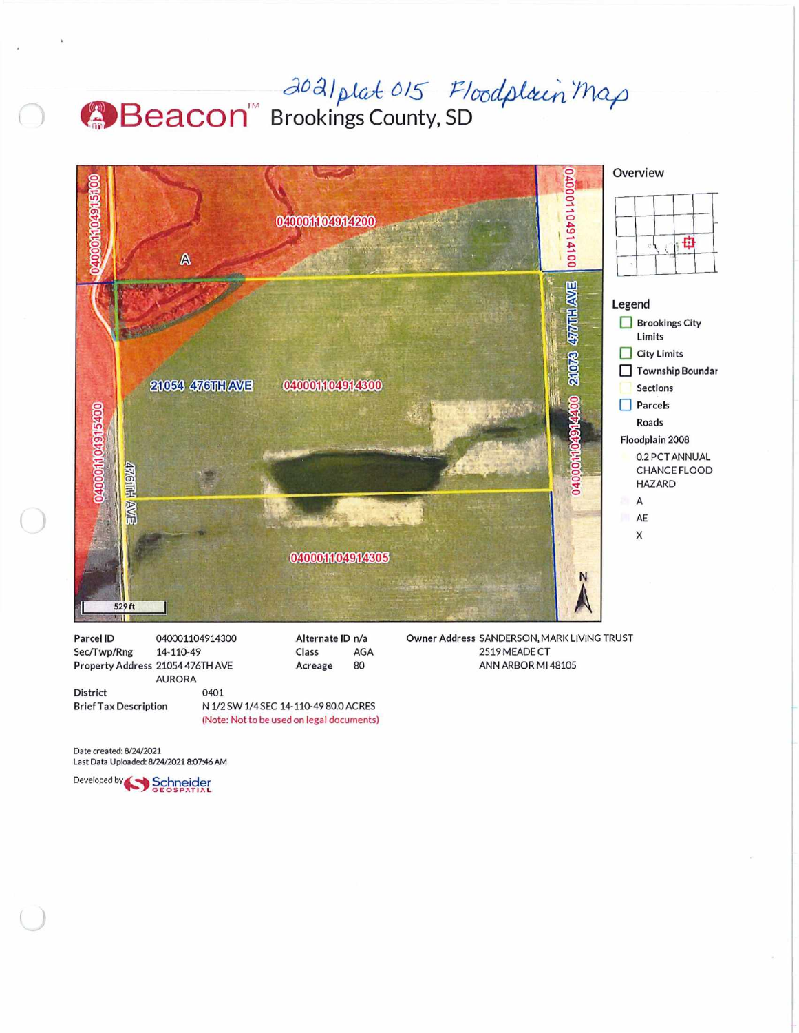2021 plat 015 Floodplain Map

# Beacon™ Brookings County, SD

040001104915100

040001104914200

A

0400011049141000

21054 476TH AVE

040001104914300

477TH AVE 21073

040001104915400

476TH AVE

0400011049144000

040001104914305

529 ft

N

**Overview**

**Legend**

- Brookings City Limits
- City Limits
- Township Boundar
- Sections
- Parcels
- Roads

**Floodplain 2008**

- 0.2 PCT ANNUAL CHANCE FLOOD HAZARD
- A
- AE
- X

| | | | | | |
|---|---|---|---|---|---|
| **Parcel ID** | 040001104914300 | **Alternate ID** | n/a | **Owner Address** | SANDERSON, MARK LIVING TRUST |
| **Sec/Twp/Rng** | 14-110-49 | **Class** | AGA | | 2519 MEADE CT |
| **Property Address** | 21054 476TH AVE AURORA | **Acreage** | 80 | | ANN ARBOR MI 48105 |

**District** 0401

**Brief Tax Description** N 1/2 SW 1/4 SEC 14-110-49 80.0 ACRES

(Note: Not to be used on legal documents)

Date created: 8/24/2021

Last Data Uploaded: 8/24/2021 8:07:46 AM

Developed by Schneider GEOSPATIAL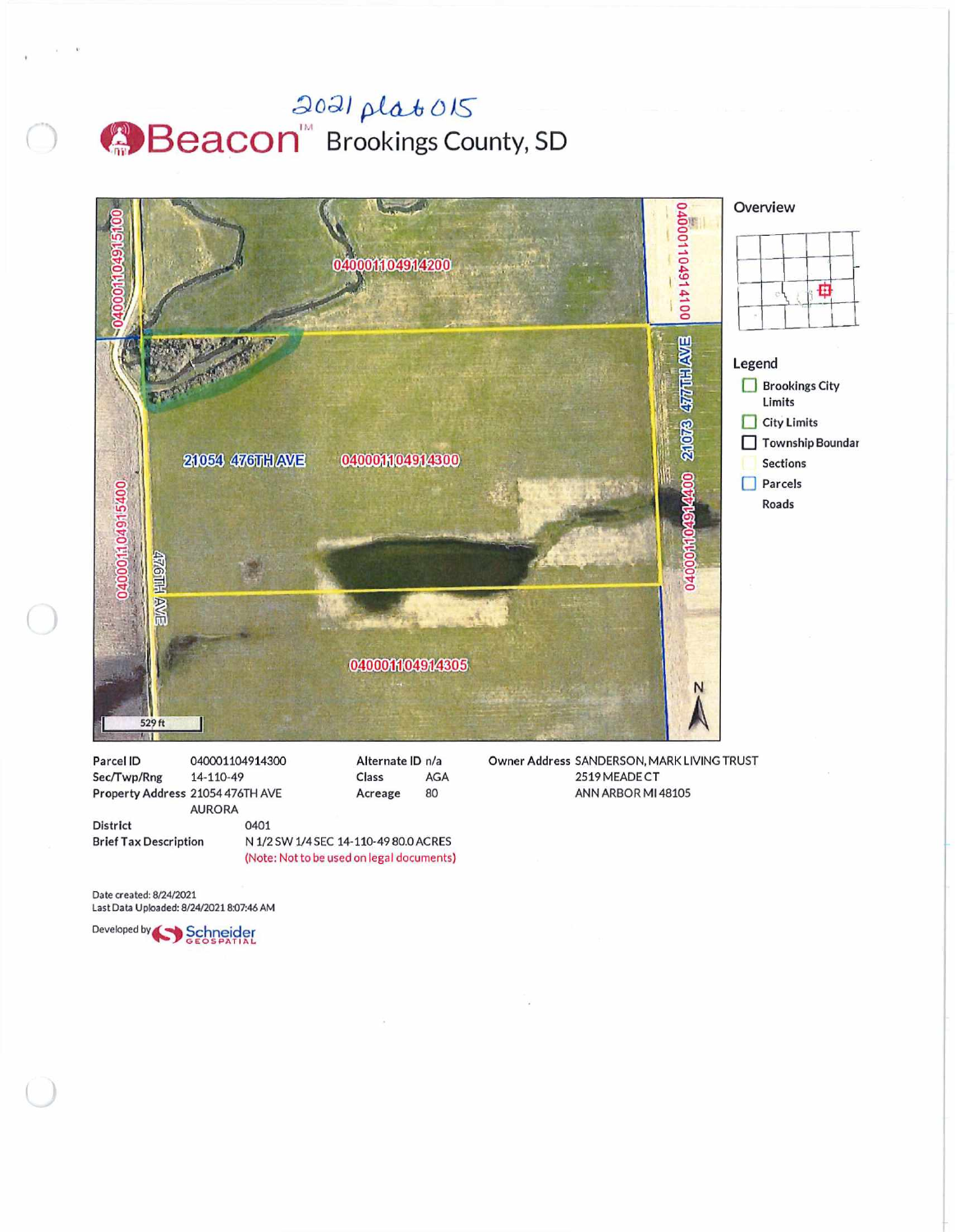2021 plat 015

# Beacon™ Brooking County, SD

Overview

Legend

- Brookings City Limits
- City Limits
- Township Boundar
- Sections
- Parcels
- Roads

040001104915100

040001104914200

040001104914100

21073 477TH AVE

21054 476TH AVE

040001104914300

040001104915400

476TH AVE

040001104914400

040001104914305

529 ft

N

| | | | | | |
|---|---|---|---|---|---|
| **Parcel ID** | 040001104914300 | **Alternate ID** | n/a | **Owner Address** | SANDERSON, MARK LIVING TRUST |
| **Sec/Twp/Rng** | 14-110-49 | **Class** | AGA | | 2519 MEADE CT |
| **Property Address** | 21054 476TH AVE AURORA | **Acreage** | 80 | | ANN ARBOR MI 48105 |
| **District** | 0401 | | | | |
| **Brief Tax Description** | N 1/2 SW 1/4 SEC 14-110-49 80.0 ACRES (Note: Not to be used on legal documents) | | | | |

Date created: 8/24/2021
Last Data Uploaded: 8/24/2021 8:07:46 AM

Developed by Schneider GEOSPATIAL